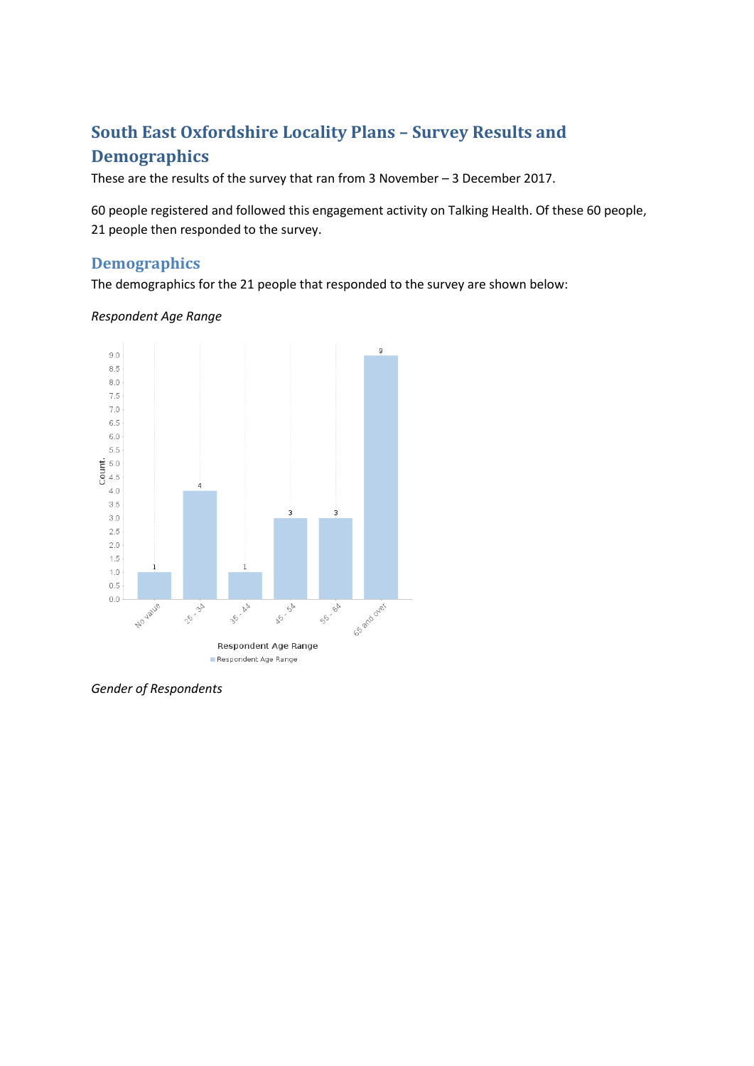# South East Oxfordshire Locality Plans – Survey Results and Demographics

These are the results of the survey that ran from 3 November – 3 December 2017.

60 people registered and followed this engagement activity on Talking Health. Of these 60 people, 21 people then responded to the survey.

## Demographics

The demographics for the 21 people that responded to the survey are shown below:

*Respondent Age Range*

| Respondent Age Range | Count |
| --- | --- |
| No value | 1 |
| 25 - 34 | 4 |
| 35 - 44 | 1 |
| 45 - 54 | 3 |
| 55 - 64 | 3 |
| 65 and over | 9 |

*Gender of Respondents*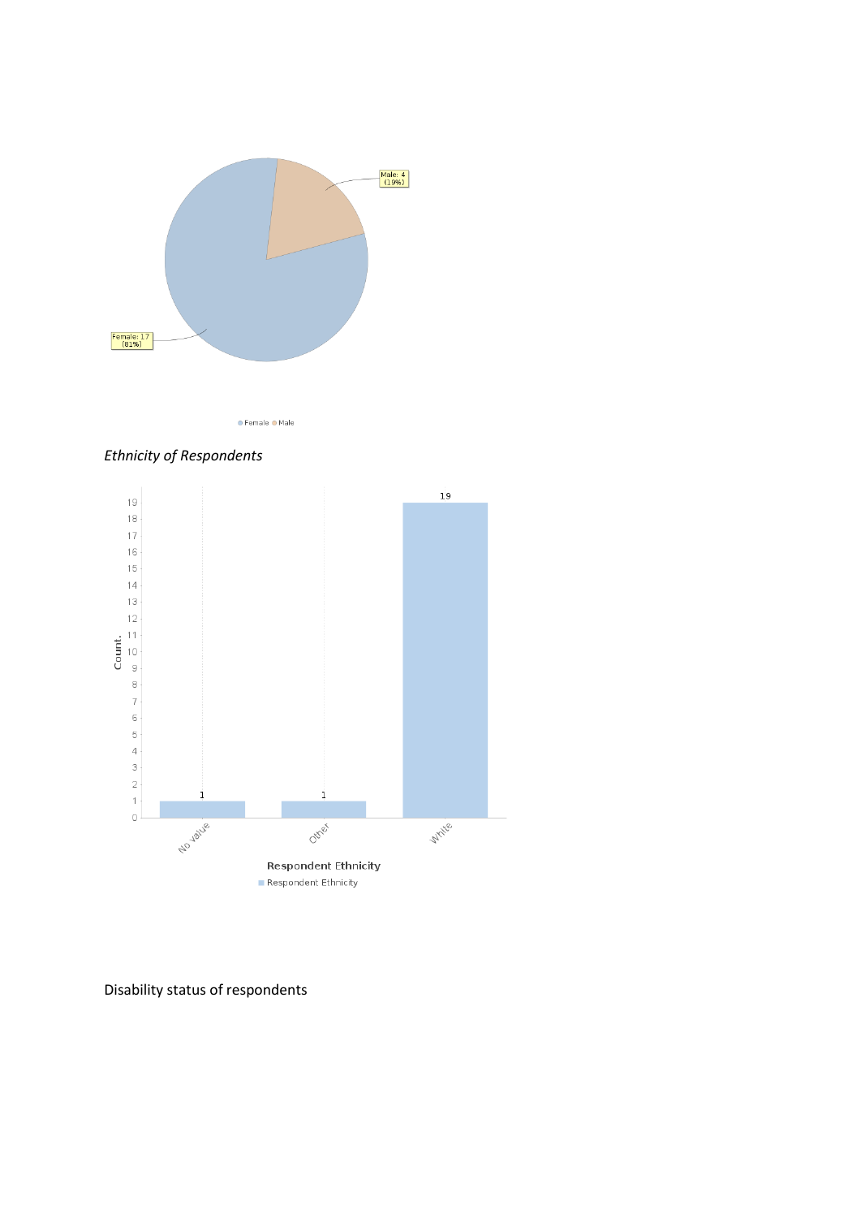*Ethnicity of Respondents*

Disability status of respondents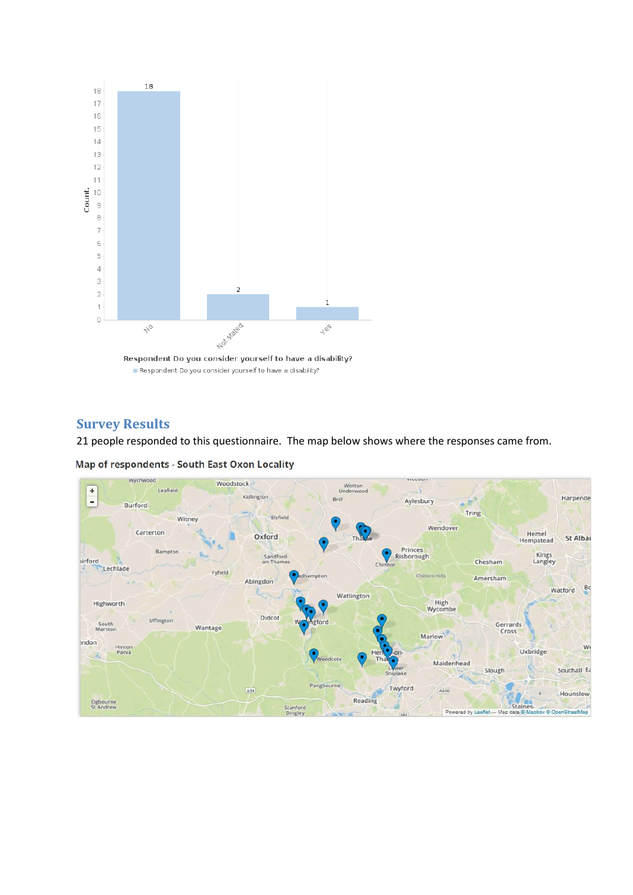Respondent Do you consider yourself to have a disability?

| Response | Count |
| --- | --- |
| No | 18 |
| Not stated | 2 |
| Yes | 1 |

## Survey Results

21 people responded to this questionnaire. The map below shows where the responses came from.

Map of respondents - South East Oxon Locality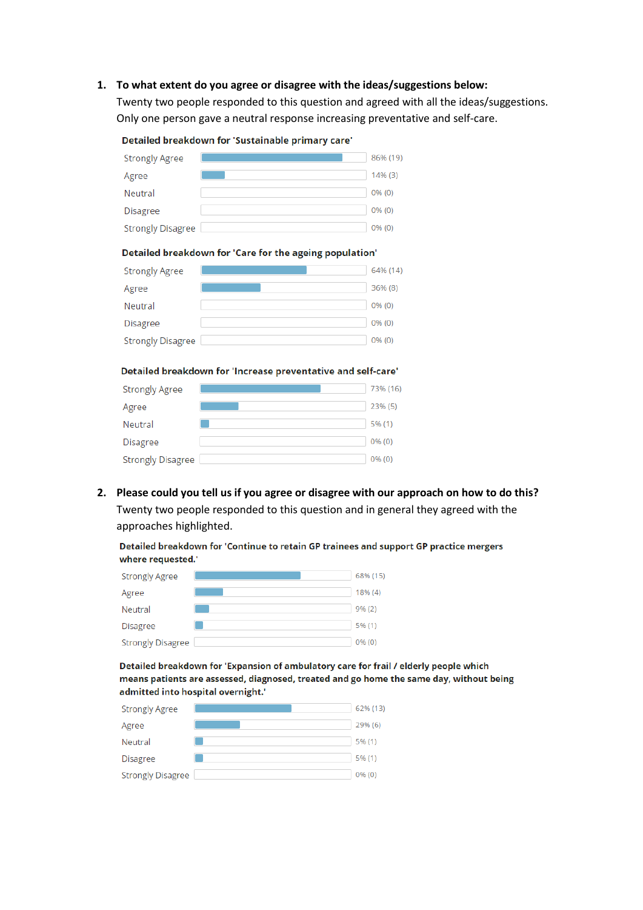1. **To what extent do you agree or disagree with the ideas/suggestions below:**
   Twenty two people responded to this question and agreed with all the ideas/suggestions. Only one person gave a neutral response increasing preventative and self-care.

**Detailed breakdown for 'Sustainable primary care'**

| Response | Result |
|---|---|
| Strongly Agree | 86% (19) |
| Agree | 14% (3) |
| Neutral | 0% (0) |
| Disagree | 0% (0) |
| Strongly Disagree | 0% (0) |

**Detailed breakdown for 'Care for the ageing population'**

| Response | Result |
|---|---|
| Strongly Agree | 64% (14) |
| Agree | 36% (8) |
| Neutral | 0% (0) |
| Disagree | 0% (0) |
| Strongly Disagree | 0% (0) |

**Detailed breakdown for 'Increase preventative and self-care'**

| Response | Result |
|---|---|
| Strongly Agree | 73% (16) |
| Agree | 23% (5) |
| Neutral | 5% (1) |
| Disagree | 0% (0) |
| Strongly Disagree | 0% (0) |

2. **Please could you tell us if you agree or disagree with our approach on how to do this?**
   Twenty two people responded to this question and in general they agreed with the approaches highlighted.

**Detailed breakdown for 'Continue to retain GP trainees and support GP practice mergers where requested.'**

| Response | Result |
|---|---|
| Strongly Agree | 68% (15) |
| Agree | 18% (4) |
| Neutral | 9% (2) |
| Disagree | 5% (1) |
| Strongly Disagree | 0% (0) |

**Detailed breakdown for 'Expansion of ambulatory care for frail / elderly people which means patients are assessed, diagnosed, treated and go home the same day, without being admitted into hospital overnight.'**

| Response | Result |
|---|---|
| Strongly Agree | 62% (13) |
| Agree | 29% (6) |
| Neutral | 5% (1) |
| Disagree | 5% (1) |
| Strongly Disagree | 0% (0) |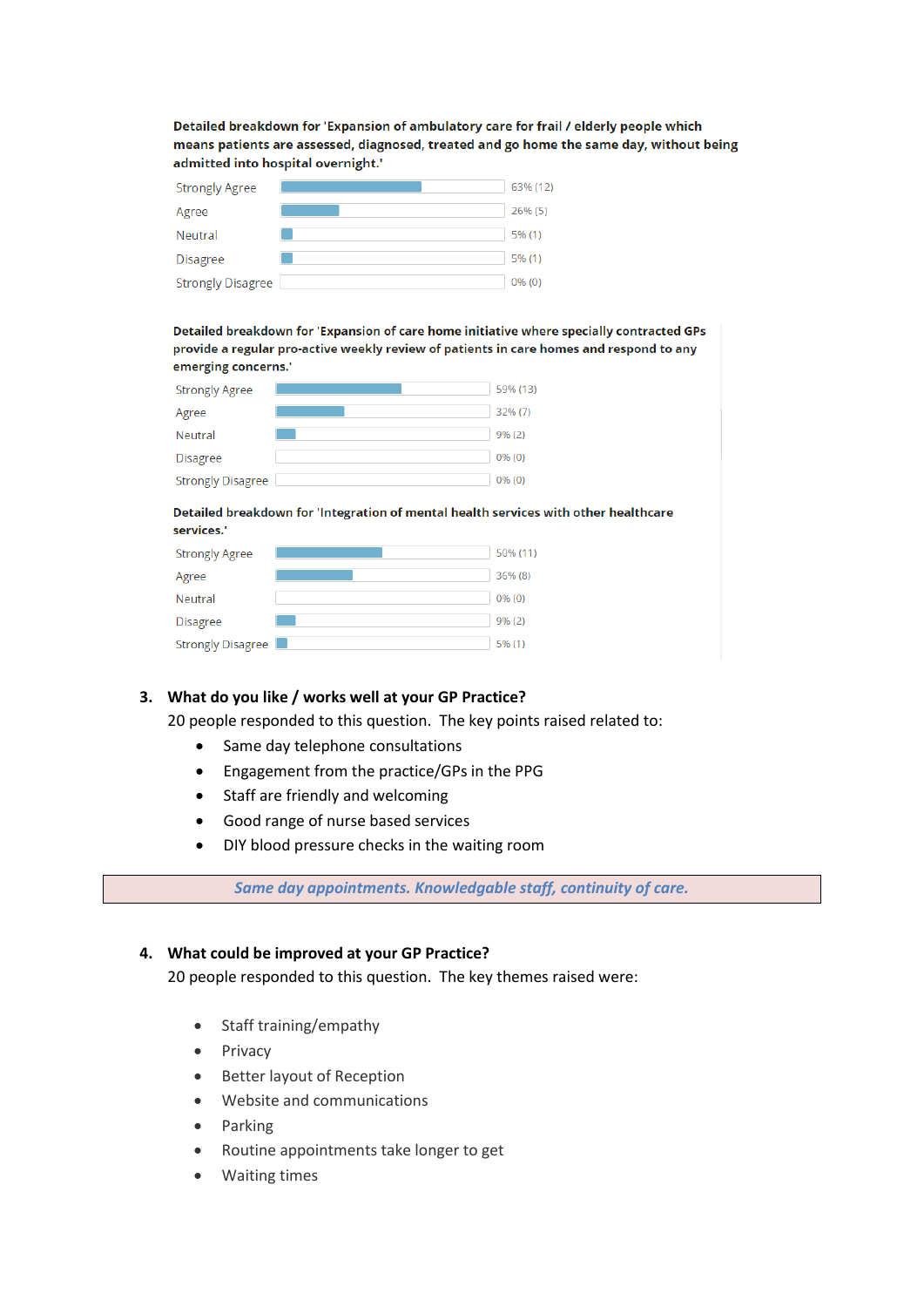**Detailed breakdown for 'Expansion of ambulatory care for frail / elderly people which means patients are assessed, diagnosed, treated and go home the same day, without being admitted into hospital overnight.'**

| Response | Result |
|---|---|
| Strongly Agree | 63% (12) |
| Agree | 26% (5) |
| Neutral | 5% (1) |
| Disagree | 5% (1) |
| Strongly Disagree | 0% (0) |

**Detailed breakdown for 'Expansion of care home initiative where specially contracted GPs provide a regular pro-active weekly review of patients in care homes and respond to any emerging concerns.'**

| Response | Result |
|---|---|
| Strongly Agree | 59% (13) |
| Agree | 32% (7) |
| Neutral | 9% (2) |
| Disagree | 0% (0) |
| Strongly Disagree | 0% (0) |

**Detailed breakdown for 'Integration of mental health services with other healthcare services.'**

| Response | Result |
|---|---|
| Strongly Agree | 50% (11) |
| Agree | 36% (8) |
| Neutral | 0% (0) |
| Disagree | 9% (2) |
| Strongly Disagree | 5% (1) |

## 3. What do you like / works well at your GP Practice?

20 people responded to this question. The key points raised related to:

- Same day telephone consultations
- Engagement from the practice/GPs in the PPG
- Staff are friendly and welcoming
- Good range of nurse based services
- DIY blood pressure checks in the waiting room

*Same day appointments. Knowledgable staff, continuity of care.*

## 4. What could be improved at your GP Practice?

20 people responded to this question. The key themes raised were:

- Staff training/empathy
- Privacy
- Better layout of Reception
- Website and communications
- Parking
- Routine appointments take longer to get
- Waiting times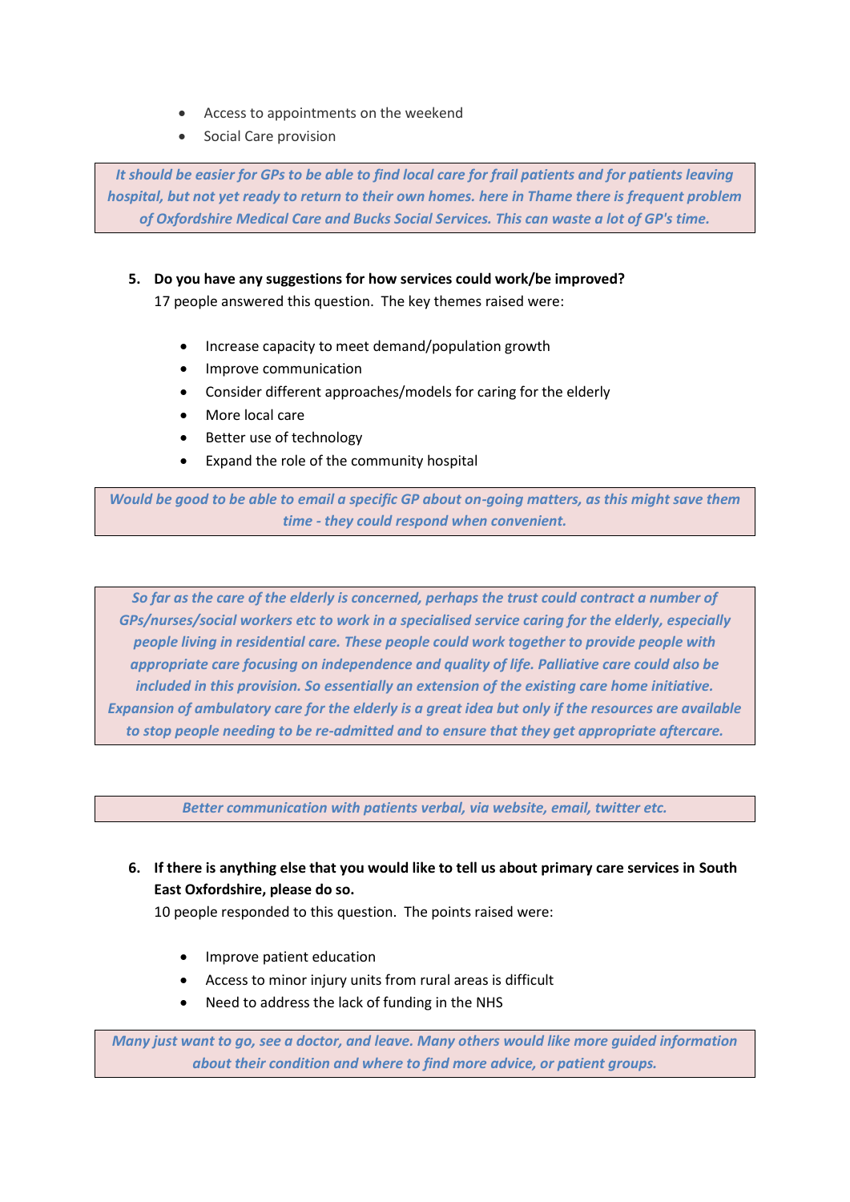- Access to appointments on the weekend
- Social Care provision

> ***It should be easier for GPs to be able to find local care for frail patients and for patients leaving hospital, but not yet ready to return to their own homes. here in Thame there is frequent problem of Oxfordshire Medical Care and Bucks Social Services. This can waste a lot of GP's time.***

5. **Do you have any suggestions for how services could work/be improved?**
   17 people answered this question. The key themes raised were:

   - Increase capacity to meet demand/population growth
   - Improve communication
   - Consider different approaches/models for caring for the elderly
   - More local care
   - Better use of technology
   - Expand the role of the community hospital

> ***Would be good to be able to email a specific GP about on-going matters, as this might save them time - they could respond when convenient.***

> ***So far as the care of the elderly is concerned, perhaps the trust could contract a number of GPs/nurses/social workers etc to work in a specialised service caring for the elderly, especially people living in residential care. These people could work together to provide people with appropriate care focusing on independence and quality of life. Palliative care could also be included in this provision. So essentially an extension of the existing care home initiative. Expansion of ambulatory care for the elderly is a great idea but only if the resources are available to stop people needing to be re-admitted and to ensure that they get appropriate aftercare.***

> ***Better communication with patients verbal, via website, email, twitter etc.***

6. **If there is anything else that you would like to tell us about primary care services in South East Oxfordshire, please do so.**
   10 people responded to this question. The points raised were:

   - Improve patient education
   - Access to minor injury units from rural areas is difficult
   - Need to address the lack of funding in the NHS

> ***Many just want to go, see a doctor, and leave. Many others would like more guided information about their condition and where to find more advice, or patient groups.***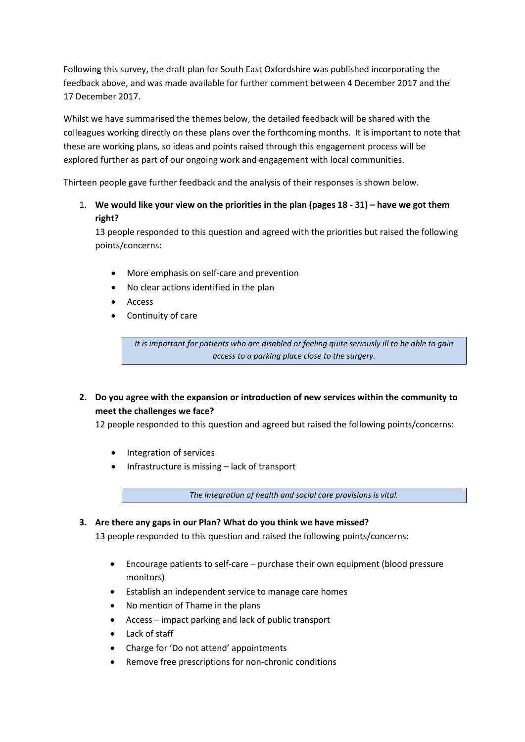Following this survey, the draft plan for South East Oxfordshire was published incorporating the feedback above, and was made available for further comment between 4 December 2017 and the 17 December 2017.

Whilst we have summarised the themes below, the detailed feedback will be shared with the colleagues working directly on these plans over the forthcoming months. It is important to note that these are working plans, so ideas and points raised through this engagement process will be explored further as part of our ongoing work and engagement with local communities.

Thirteen people gave further feedback and the analysis of their responses is shown below.

1. **We would like your view on the priorities in the plan (pages 18 - 31) – have we got them right?**

   13 people responded to this question and agreed with the priorities but raised the following points/concerns:

   - More emphasis on self-care and prevention
   - No clear actions identified in the plan
   - Access
   - Continuity of care

   > *It is important for patients who are disabled or feeling quite seriously ill to be able to gain access to a parking place close to the surgery.*

2. **Do you agree with the expansion or introduction of new services within the community to meet the challenges we face?**

   12 people responded to this question and agreed but raised the following points/concerns:

   - Integration of services
   - Infrastructure is missing – lack of transport

   > *The integration of health and social care provisions is vital.*

3. **Are there any gaps in our Plan? What do you think we have missed?**

   13 people responded to this question and raised the following points/concerns:

   - Encourage patients to self-care – purchase their own equipment (blood pressure monitors)
   - Establish an independent service to manage care homes
   - No mention of Thame in the plans
   - Access – impact parking and lack of public transport
   - Lack of staff
   - Charge for 'Do not attend' appointments
   - Remove free prescriptions for non-chronic conditions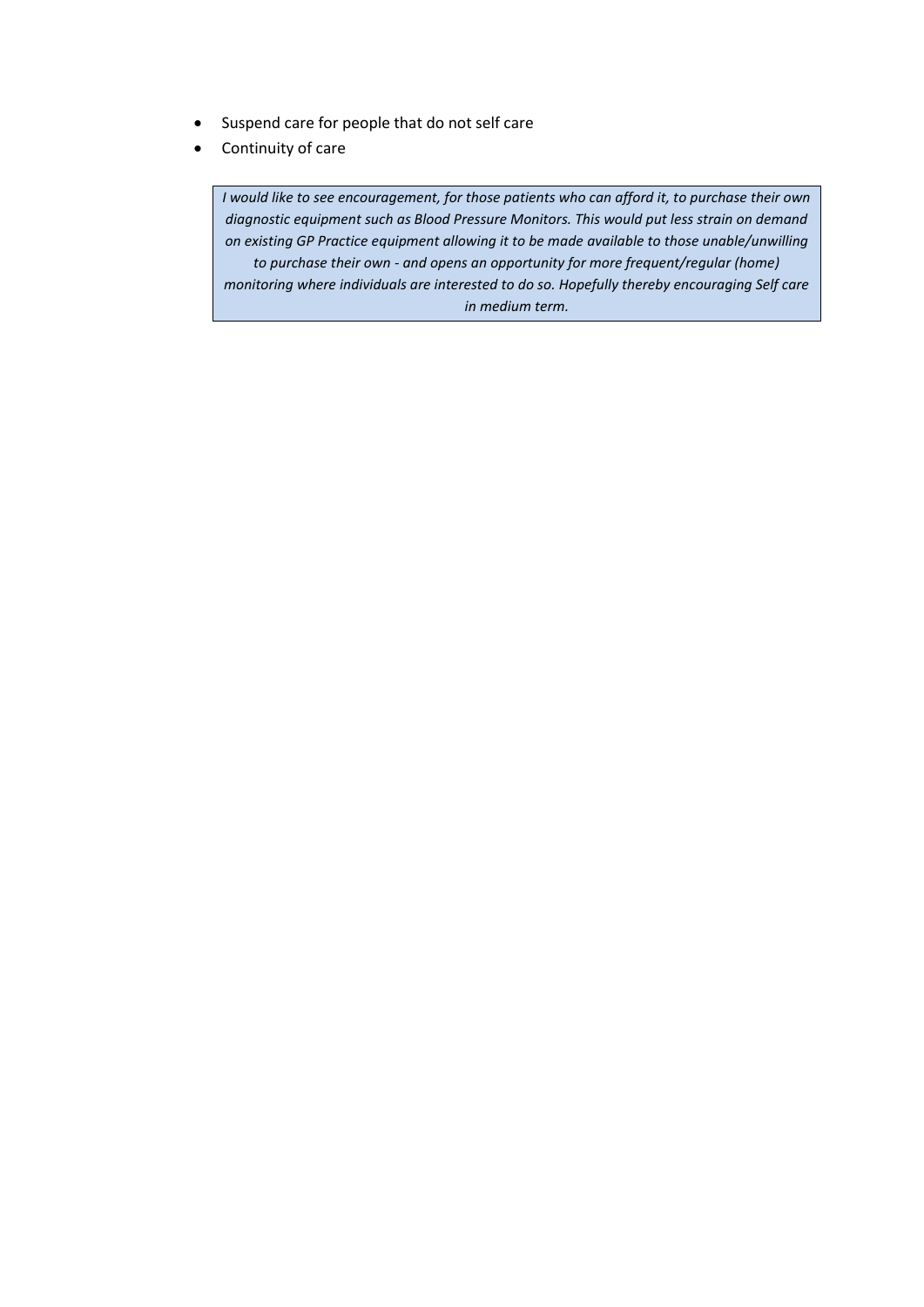- Suspend care for people that do not self care
- Continuity of care

> *I would like to see encouragement, for those patients who can afford it, to purchase their own diagnostic equipment such as Blood Pressure Monitors. This would put less strain on demand on existing GP Practice equipment allowing it to be made available to those unable/unwilling to purchase their own - and opens an opportunity for more frequent/regular (home) monitoring where individuals are interested to do so. Hopefully thereby encouraging Self care in medium term.*